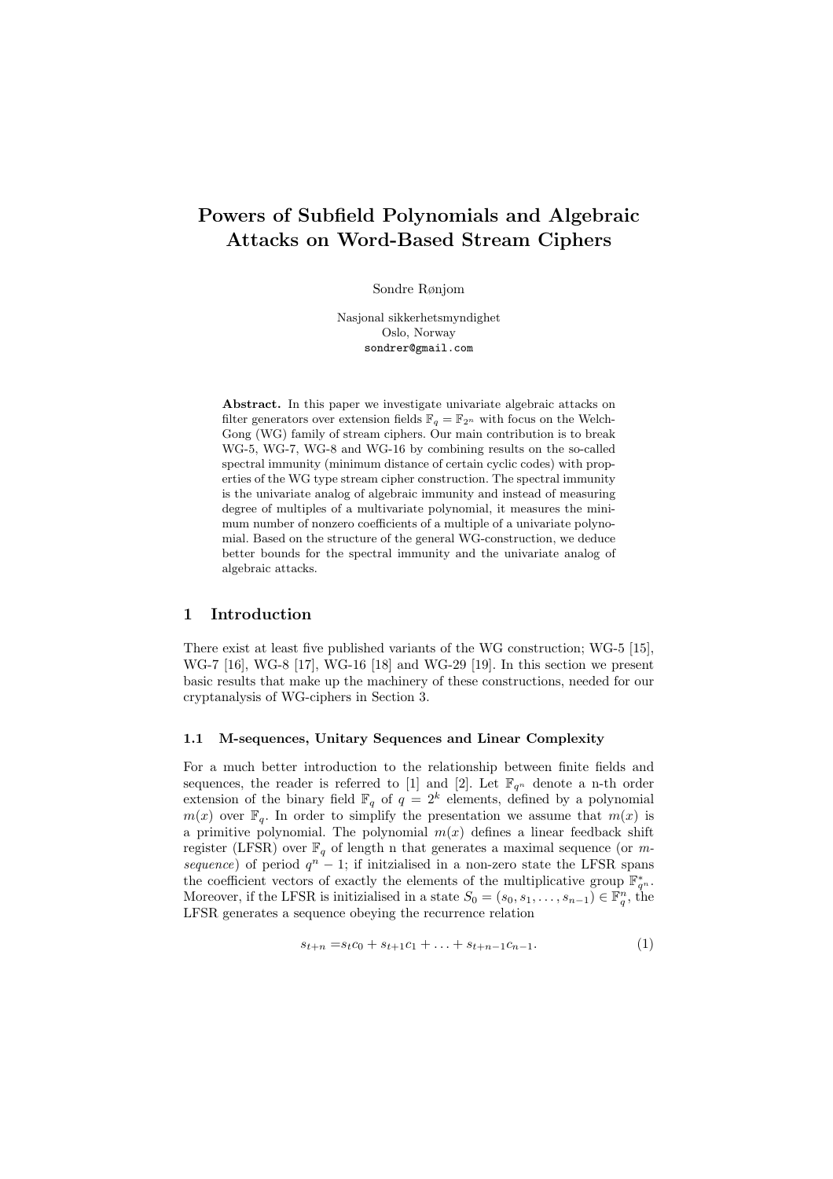# Powers of Subfield Polynomials and Algebraic Attacks on Word-Based Stream Ciphers

Sondre Rønjom

Nasjonal sikkerhetsmyndighet
Oslo, Norway
sondrer@gmail.com

**Abstract.** In this paper we investigate univariate algebraic attacks on filter generators over extension fields $\mathbb{F}_q = \mathbb{F}_{2^n}$ with focus on the Welch-Gong (WG) family of stream ciphers. Our main contribution is to break WG-5, WG-7, WG-8 and WG-16 by combining results on the so-called spectral immunity (minimum distance of certain cyclic codes) with properties of the WG type stream cipher construction. The spectral immunity is the univariate analog of algebraic immunity and instead of measuring degree of multiples of a multivariate polynomial, it measures the minimum number of nonzero coefficients of a multiple of a univariate polynomial. Based on the structure of the general WG-construction, we deduce better bounds for the spectral immunity and the univariate analog of algebraic attacks.

## 1 Introduction

There exist at least five published variants of the WG construction; WG-5 [15], WG-7 [16], WG-8 [17], WG-16 [18] and WG-29 [19]. In this section we present basic results that make up the machinery of these constructions, needed for our cryptanalysis of WG-ciphers in Section 3.

### 1.1 M-sequences, Unitary Sequences and Linear Complexity

For a much better introduction to the relationship between finite fields and sequences, the reader is referred to [1] and [2]. Let $\mathbb{F}_{q^n}$ denote a n-th order extension of the binary field $\mathbb{F}_q$ of $q = 2^k$ elements, defined by a polynomial $m(x)$ over $\mathbb{F}_q$. In order to simplify the presentation we assume that $m(x)$ is a primitive polynomial. The polynomial $m(x)$ defines a linear feedback shift register (LFSR) over $\mathbb{F}_q$ of length n that generates a maximal sequence (or *m-sequence*) of period $q^n - 1$; if initzialised in a non-zero state the LFSR spans the coefficient vectors of exactly the elements of the multiplicative group $\mathbb{F}^*_{q^n}$. Moreover, if the LFSR is initizialised in a state $S_0 = (s_0, s_1, \ldots, s_{n-1}) \in \mathbb{F}_q^n$, the LFSR generates a sequence obeying the recurrence relation

$$s_{t+n} = s_t c_0 + s_{t+1} c_1 + \ldots + s_{t+n-1} c_{n-1}. \tag{1}$$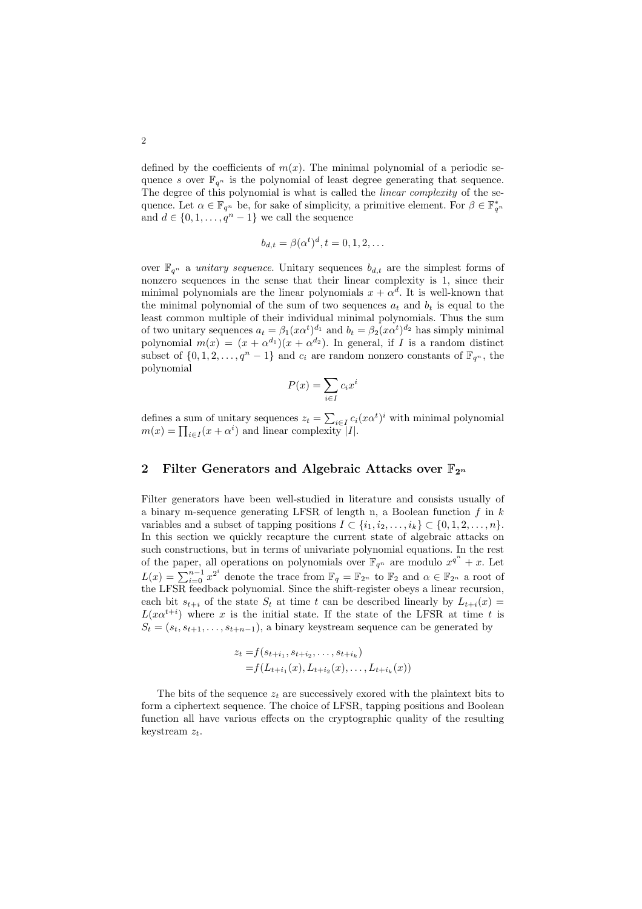defined by the coefficients of $m(x)$. The minimal polynomial of a periodic sequence $s$ over $\mathbb{F}_{q^n}$ is the polynomial of least degree generating that sequence. The degree of this polynomial is what is called the *linear complexity* of the sequence. Let $\alpha \in \mathbb{F}_{q^n}$ be, for sake of simplicity, a primitive element. For $\beta \in \mathbb{F}_{q^n}^*$ and $d \in \{0, 1, \ldots, q^n - 1\}$ we call the sequence

$$b_{d,t} = \beta(\alpha^t)^d, t = 0, 1, 2, \ldots$$

over $\mathbb{F}_{q^n}$ a *unitary sequence*. Unitary sequences $b_{d,t}$ are the simplest forms of nonzero sequences in the sense that their linear complexity is 1, since their minimal polynomials are the linear polynomials $x + \alpha^d$. It is well-known that the minimal polynomial of the sum of two sequences $a_t$ and $b_t$ is equal to the least common multiple of their individual minimal polynomials. Thus the sum of two unitary sequences $a_t = \beta_1(x\alpha^t)^{d_1}$ and $b_t = \beta_2(x\alpha^t)^{d_2}$ has simply minimal polynomial $m(x) = (x + \alpha^{d_1})(x + \alpha^{d_2})$. In general, if $I$ is a random distinct subset of $\{0, 1, 2, \ldots, q^n - 1\}$ and $c_i$ are random nonzero constants of $\mathbb{F}_{q^n}$, the polynomial

$$P(x) = \sum_{i \in I} c_i x^i$$

defines a sum of unitary sequences $z_t = \sum_{i \in I} c_i(x\alpha^t)^i$ with minimal polynomial $m(x) = \prod_{i \in I}(x + \alpha^i)$ and linear complexity $|I|$.

## 2 Filter Generators and Algebraic Attacks over $\mathbb{F}_{2^n}$

Filter generators have been well-studied in literature and consists usually of a binary m-sequence generating LFSR of length n, a Boolean function $f$ in $k$ variables and a subset of tapping positions $I \subset \{i_1, i_2, \ldots, i_k\} \subset \{0, 1, 2, \ldots, n\}$. In this section we quickly recapture the current state of algebraic attacks on such constructions, but in terms of univariate polynomial equations. In the rest of the paper, all operations on polynomials over $\mathbb{F}_{q^n}$ are modulo $x^{q^n} + x$. Let $L(x) = \sum_{i=0}^{n-1} x^{2^i}$ denote the trace from $\mathbb{F}_q = \mathbb{F}_{2^n}$ to $\mathbb{F}_2$ and $\alpha \in \mathbb{F}_{2^n}$ a root of the LFSR feedback polynomial. Since the shift-register obeys a linear recursion, each bit $s_{t+i}$ of the state $S_t$ at time $t$ can be described linearly by $L_{t+i}(x) = L(x\alpha^{t+i})$ where $x$ is the initial state. If the state of the LFSR at time $t$ is $S_t = (s_t, s_{t+1}, \ldots, s_{t+n-1})$, a binary keystream sequence can be generated by

$$\begin{aligned} z_t =& f(s_{t+i_1}, s_{t+i_2}, \ldots, s_{t+i_k}) \\ =& f(L_{t+i_1}(x), L_{t+i_2}(x), \ldots, L_{t+i_k}(x)) \end{aligned}$$

The bits of the sequence $z_t$ are successively exored with the plaintext bits to form a ciphertext sequence. The choice of LFSR, tapping positions and Boolean function all have various effects on the cryptographic quality of the resulting keystream $z_t$.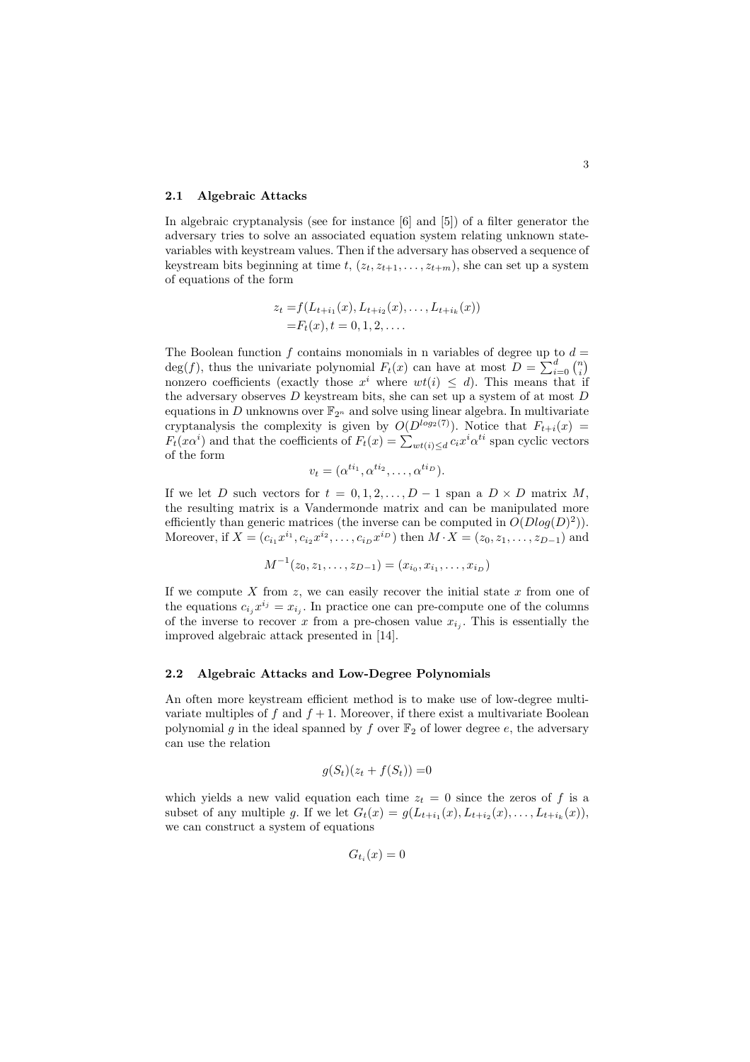### 2.1 Algebraic Attacks

In algebraic cryptanalysis (see for instance [6] and [5]) of a filter generator the adversary tries to solve an associated equation system relating unknown state-variables with keystream values. Then if the adversary has observed a sequence of keystream bits beginning at time $t$, $(z_t, z_{t+1}, \ldots, z_{t+m})$, she can set up a system of equations of the form

$$
\begin{aligned}
z_t =& f(L_{t+i_1}(x), L_{t+i_2}(x), \ldots, L_{t+i_k}(x)) \\
=& F_t(x), t = 0, 1, 2, \ldots.
\end{aligned}
$$

The Boolean function $f$ contains monomials in n variables of degree up to $d = \deg(f)$, thus the univariate polynomial $F_t(x)$ can have at most $D = \sum_{i=0}^{d} \binom{n}{i}$ nonzero coefficients (exactly those $x^i$ where $wt(i) \leq d$). This means that if the adversary observes $D$ keystream bits, she can set up a system of at most $D$ equations in $D$ unknowns over $\mathbb{F}_{2^n}$ and solve using linear algebra. In multivariate cryptanalysis the complexity is given by $O(D^{log_2(7)})$. Notice that $F_{t+i}(x) = F_t(x\alpha^i)$ and that the coefficients of $F_t(x) = \sum_{wt(i) \leq d} c_i x^i \alpha^{ti}$ span cyclic vectors of the form

$$
v_t = (\alpha^{ti_1}, \alpha^{ti_2}, \ldots, \alpha^{ti_D}).
$$

If we let $D$ such vectors for $t = 0, 1, 2, \ldots, D-1$ span a $D \times D$ matrix $M$, the resulting matrix is a Vandermonde matrix and can be manipulated more efficiently than generic matrices (the inverse can be computed in $O(Dlog(D)^2)$). Moreover, if $X = (c_{i_1} x^{i_1}, c_{i_2} x^{i_2}, \ldots, c_{i_D} x^{i_D})$ then $M \cdot X = (z_0, z_1, \ldots, z_{D-1})$ and

$$
M^{-1}(z_0, z_1, \ldots, z_{D-1}) = (x_{i_0}, x_{i_1}, \ldots, x_{i_D})
$$

If we compute $X$ from $z$, we can easily recover the initial state $x$ from one of the equations $c_{i_j} x^{i_j} = x_{i_j}$. In practice one can pre-compute one of the columns of the inverse to recover $x$ from a pre-chosen value $x_{i_j}$. This is essentially the improved algebraic attack presented in [14].

### 2.2 Algebraic Attacks and Low-Degree Polynomials

An often more keystream efficient method is to make use of low-degree multivariate multiples of $f$ and $f+1$. Moreover, if there exist a multivariate Boolean polynomial $g$ in the ideal spanned by $f$ over $\mathbb{F}_2$ of lower degree $e$, the adversary can use the relation

$$
g(S_t)(z_t + f(S_t)) = 0
$$

which yields a new valid equation each time $z_t = 0$ since the zeros of $f$ is a subset of any multiple $g$. If we let $G_t(x) = g(L_{t+i_1}(x), L_{t+i_2}(x), \ldots, L_{t+i_k}(x))$, we can construct a system of equations

$$
G_{t_i}(x) = 0
$$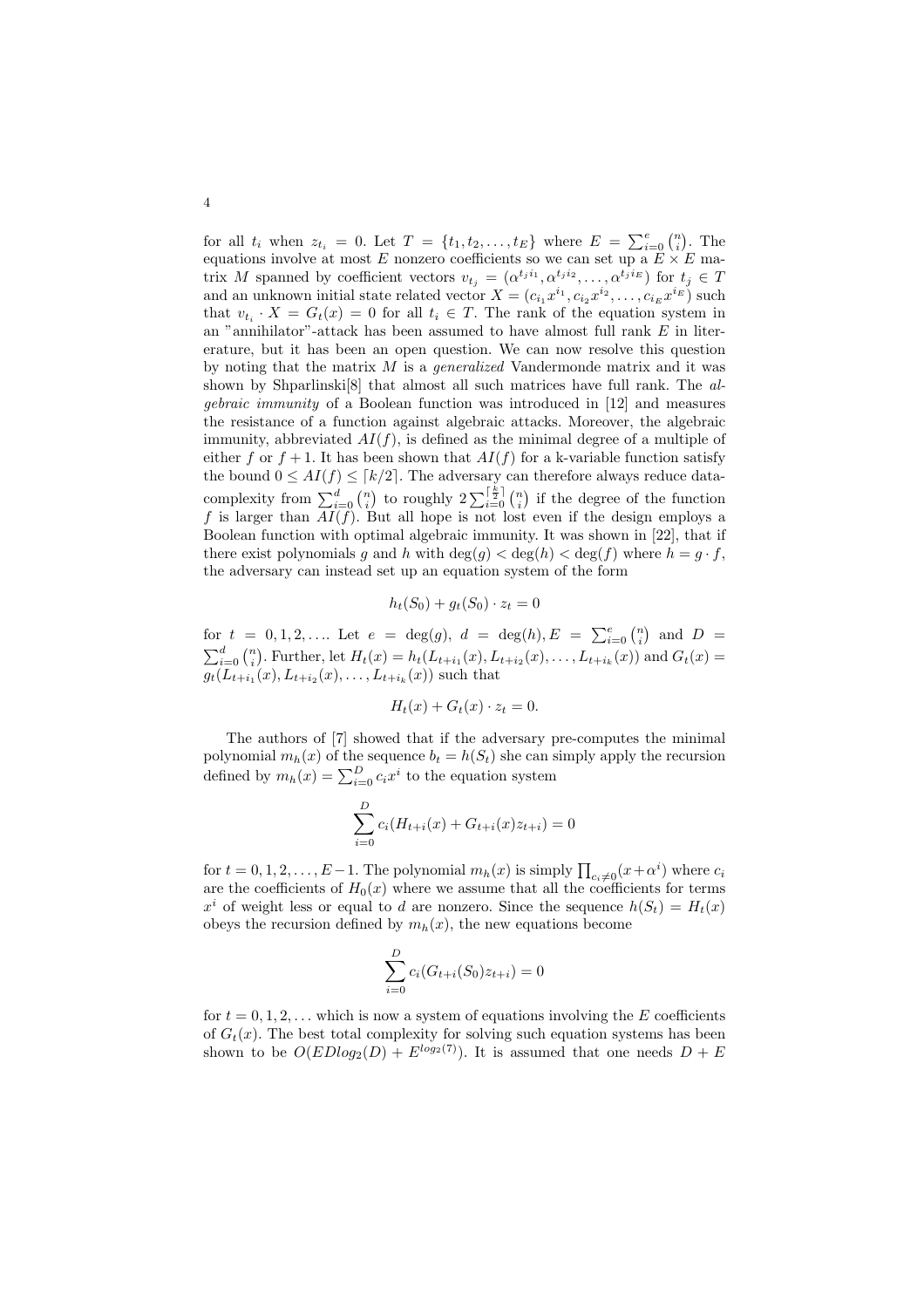for all $t_i$ when $z_{t_i} = 0$. Let $T = \{t_1, t_2, \ldots, t_E\}$ where $E = \sum_{i=0}^{e} \binom{n}{i}$. The equations involve at most $E$ nonzero coefficients so we can set up a $E \times E$ matrix $M$ spanned by coefficient vectors $v_{t_j} = (\alpha^{t_j i_1}, \alpha^{t_j i_2}, \ldots, \alpha^{t_j i_E})$ for $t_j \in T$ and an unknown initial state related vector $X = (c_{i_1} x^{i_1}, c_{i_2} x^{i_2}, \ldots, c_{i_E} x^{i_E})$ such that $v_{t_i} \cdot X = G_t(x) = 0$ for all $t_i \in T$. The rank of the equation system in an "annihilator"-attack has been assumed to have almost full rank $E$ in literature, but it has been an open question. We can now resolve this question by noting that the matrix $M$ is a *generalized* Vandermonde matrix and it was shown by Shparlinski[8] that almost all such matrices have full rank. The *algebraic immunity* of a Boolean function was introduced in [12] and measures the resistance of a function against algebraic attacks. Moreover, the algebraic immunity, abbreviated $AI(f)$, is defined as the minimal degree of a multiple of either $f$ or $f+1$. It has been shown that $AI(f)$ for a k-variable function satisfy the bound $0 \leq AI(f) \leq \lceil k/2 \rceil$. The adversary can therefore always reduce data-complexity from $\sum_{i=0}^{d} \binom{n}{i}$ to roughly $2 \sum_{i=0}^{\lceil \frac{k}{2} \rceil} \binom{n}{i}$ if the degree of the function $f$ is larger than $AI(f)$. But all hope is not lost even if the design employs a Boolean function with optimal algebraic immunity. It was shown in [22], that if there exist polynomials $g$ and $h$ with $\deg(g) < \deg(h) < \deg(f)$ where $h = g \cdot f$, the adversary can instead set up an equation system of the form

$$h_t(S_0) + g_t(S_0) \cdot z_t = 0$$

for $t = 0, 1, 2, \ldots$. Let $e = \deg(g)$, $d = \deg(h), E = \sum_{i=0}^{e} \binom{n}{i}$ and $D = \sum_{i=0}^{d} \binom{n}{i}$. Further, let $H_t(x) = h_t(L_{t+i_1}(x), L_{t+i_2}(x), \ldots, L_{t+i_k}(x))$ and $G_t(x) = g_t(L_{t+i_1}(x), L_{t+i_2}(x), \ldots, L_{t+i_k}(x))$ such that

$$H_t(x) + G_t(x) \cdot z_t = 0.$$

The authors of [7] showed that if the adversary pre-computes the minimal polynomial $m_h(x)$ of the sequence $b_t = h(S_t)$ she can simply apply the recursion defined by $m_h(x) = \sum_{i=0}^{D} c_i x^i$ to the equation system

$$\sum_{i=0}^{D} c_i (H_{t+i}(x) + G_{t+i}(x) z_{t+i}) = 0$$

for $t = 0, 1, 2, \ldots, E-1$. The polynomial $m_h(x)$ is simply $\prod_{c_i \neq 0} (x + \alpha^i)$ where $c_i$ are the coefficients of $H_0(x)$ where we assume that all the coefficients for terms $x^i$ of weight less or equal to $d$ are nonzero. Since the sequence $h(S_t) = H_t(x)$ obeys the recursion defined by $m_h(x)$, the new equations become

$$\sum_{i=0}^{D} c_i (G_{t+i}(S_0) z_{t+i}) = 0$$

for $t = 0, 1, 2, \ldots$ which is now a system of equations involving the $E$ coefficients of $G_t(x)$. The best total complexity for solving such equation systems has been shown to be $O(EDlog_2(D) + E^{log_2(7)})$. It is assumed that one needs $D + E$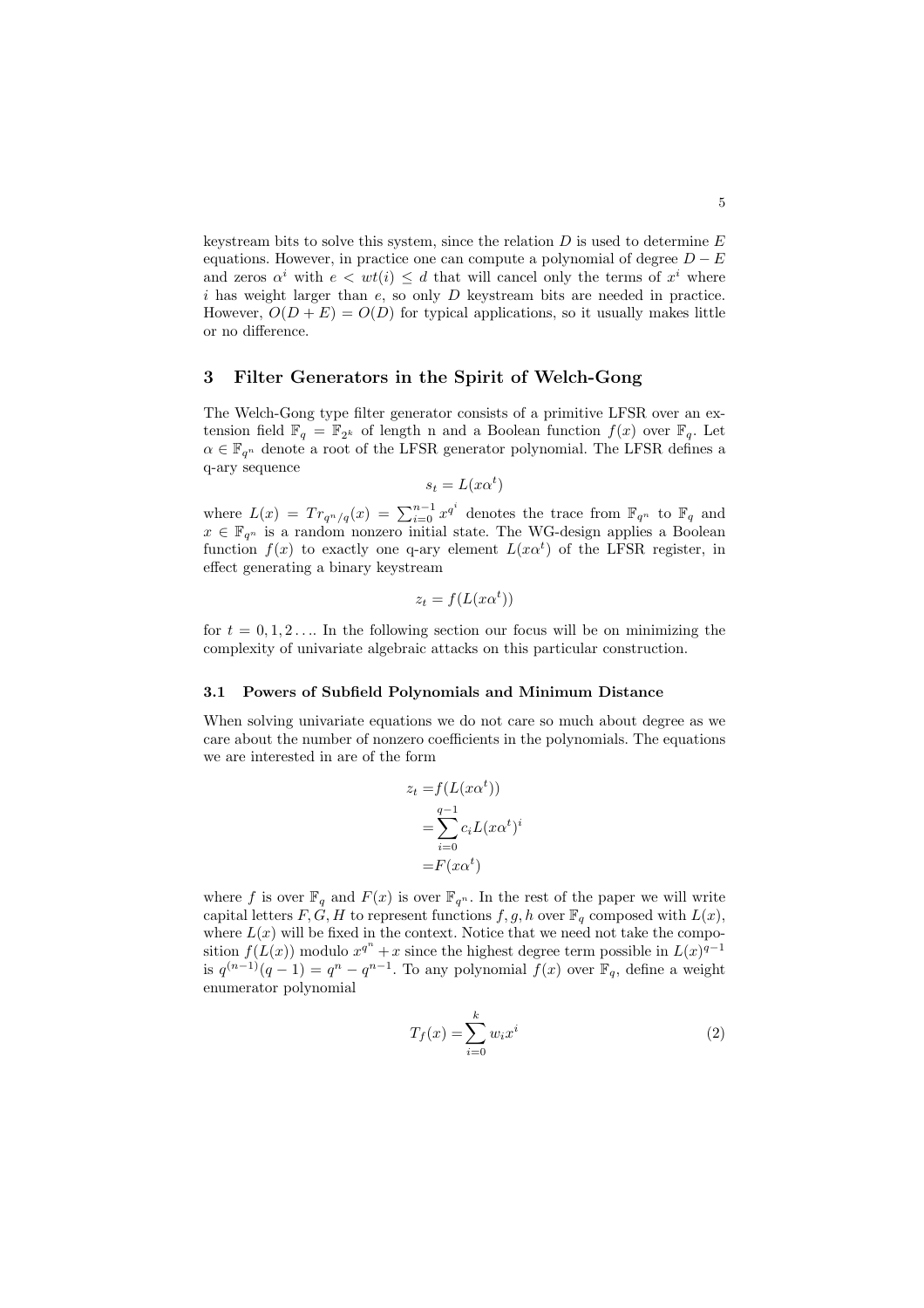keystream bits to solve this system, since the relation $D$ is used to determine $E$ equations. However, in practice one can compute a polynomial of degree $D - E$ and zeros $\alpha^i$ with $e < wt(i) \leq d$ that will cancel only the terms of $x^i$ where $i$ has weight larger than $e$, so only $D$ keystream bits are needed in practice. However, $O(D + E) = O(D)$ for typical applications, so it usually makes little or no difference.

## 3 Filter Generators in the Spirit of Welch-Gong

The Welch-Gong type filter generator consists of a primitive LFSR over an extension field $\mathbb{F}_q = \mathbb{F}_{2^k}$ of length n and a Boolean function $f(x)$ over $\mathbb{F}_q$. Let $\alpha \in \mathbb{F}_{q^n}$ denote a root of the LFSR generator polynomial. The LFSR defines a q-ary sequence

$$s_t = L(x\alpha^t)$$

where $L(x) = Tr_{q^n/q}(x) = \sum_{i=0}^{n-1} x^{q^i}$ denotes the trace from $\mathbb{F}_{q^n}$ to $\mathbb{F}_q$ and $x \in \mathbb{F}_{q^n}$ is a random nonzero initial state. The WG-design applies a Boolean function $f(x)$ to exactly one q-ary element $L(x\alpha^t)$ of the LFSR register, in effect generating a binary keystream

$$z_t = f(L(x\alpha^t))$$

for $t = 0, 1, 2 \ldots$. In the following section our focus will be on minimizing the complexity of univariate algebraic attacks on this particular construction.

### 3.1 Powers of Subfield Polynomials and Minimum Distance

When solving univariate equations we do not care so much about degree as we care about the number of nonzero coefficients in the polynomials. The equations we are interested in are of the form

$$\begin{aligned} z_t =& f(L(x\alpha^t)) \\ =& \sum_{i=0}^{q-1} c_i L(x\alpha^t)^i \\ =& F(x\alpha^t) \end{aligned}$$

where $f$ is over $\mathbb{F}_q$ and $F(x)$ is over $\mathbb{F}_{q^n}$. In the rest of the paper we will write capital letters $F, G, H$ to represent functions $f, g, h$ over $\mathbb{F}_q$ composed with $L(x)$, where $L(x)$ will be fixed in the context. Notice that we need not take the composition $f(L(x))$ modulo $x^{q^n} + x$ since the highest degree term possible in $L(x)^{q-1}$ is $q^{(n-1)}(q - 1) = q^n - q^{n-1}$. To any polynomial $f(x)$ over $\mathbb{F}_q$, define a weight enumerator polynomial

$$T_f(x) = \sum_{i=0}^{k} w_i x^i \tag{2}$$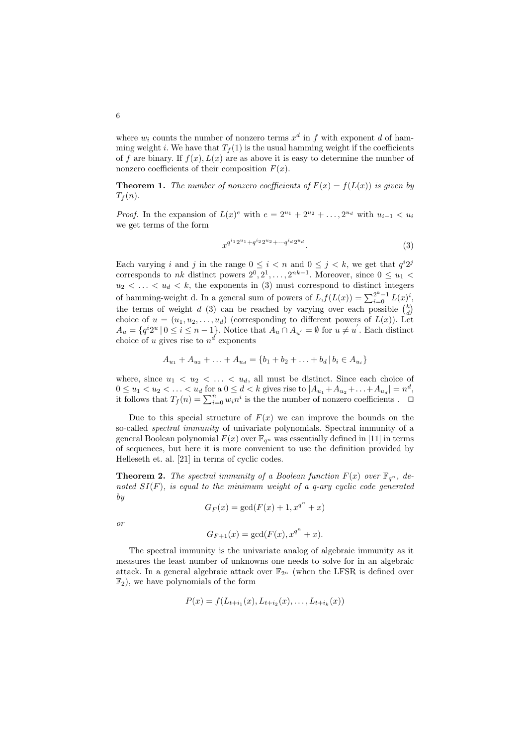where $w_i$ counts the number of nonzero terms $x^d$ in $f$ with exponent $d$ of hamming weight $i$. We have that $T_f(1)$ is the usual hamming weight if the coefficients of $f$ are binary. If $f(x), L(x)$ are as above it is easy to determine the number of nonzero coefficients of their composition $F(x)$.

**Theorem 1.** *The number of nonzero coefficients of $F(x) = f(L(x))$ is given by $T_f(n)$.*

*Proof.* In the expansion of $L(x)^e$ with $e = 2^{u_1} + 2^{u_2} + \ldots, 2^{u_d}$ with $u_{i-1} < u_i$ we get terms of the form

$$x^{q^{i_1}2^{u_1}+q^{i_2}2^{u_2}+\cdots q^{i_d}2^{u_d}}. \tag{3}$$

Each varying $i$ and $j$ in the range $0 \leq i < n$ and $0 \leq j < k$, we get that $q^i 2^j$ corresponds to $nk$ distinct powers $2^0, 2^1, \ldots, 2^{nk-1}$. Moreover, since $0 \leq u_1 < u_2 < \ldots < u_d < k$, the exponents in (3) must correspond to distinct integers of hamming-weight d. In a general sum of powers of $L, f(L(x)) = \sum_{i=0}^{2^k-1} L(x)^i$, the terms of weight $d$ (3) can be reached by varying over each possible $\binom{k}{d}$ choice of $u = (u_1, u_2, \ldots, u_d)$ (corresponding to different powers of $L(x)$). Let $A_u = \{q^i 2^u \,|\, 0 \leq i \leq n-1\}$. Notice that $A_u \cap A_{u'} = \emptyset$ for $u \neq u'$. Each distinct choice of $u$ gives rise to $n^d$ exponents

$$A_{u_1} + A_{u_2} + \ldots + A_{u_d} = \{b_1 + b_2 + \ldots + b_d \,|\, b_i \in A_{u_i}\}$$

where, since $u_1 < u_2 < \ldots < u_d$, all must be distinct. Since each choice of $0 \leq u_1 < u_2 < \ldots < u_d$ for a $0 \leq d < k$ gives rise to $|A_{u_1} + A_{u_2} + \ldots + A_{u_d}| = n^d$, it follows that $T_f(n) = \sum_{i=0}^{n} w_i n^i$ is the the number of nonzero coefficients . $\square$

Due to this special structure of $F(x)$ we can improve the bounds on the so-called *spectral immunity* of univariate polynomials. Spectral immunity of a general Boolean polynomial $F(x)$ over $\mathbb{F}_{q^n}$ was essentially defined in [11] in terms of sequences, but here it is more convenient to use the definition provided by Helleseth et. al. [21] in terms of cyclic codes.

**Theorem 2.** *The spectral immunity of a Boolean function $F(x)$ over $\mathbb{F}_{q^n}$, denoted $SI(F)$, is equal to the minimum weight of a q-ary cyclic code generated by*

$$G_F(x) = \gcd(F(x) + 1, x^{q^n} + x)$$

*or*

$$G_{F+1}(x) = \gcd(F(x), x^{q^n} + x).$$

The spectral immunity is the univariate analog of algebraic immunity as it measures the least number of unknowns one needs to solve for in an algebraic attack. In a general algebraic attack over $\mathbb{F}_{2^n}$ (when the LFSR is defined over $\mathbb{F}_2$), we have polynomials of the form

$$P(x) = f(L_{t+i_1}(x), L_{t+i_2}(x), \ldots, L_{t+i_k}(x))$$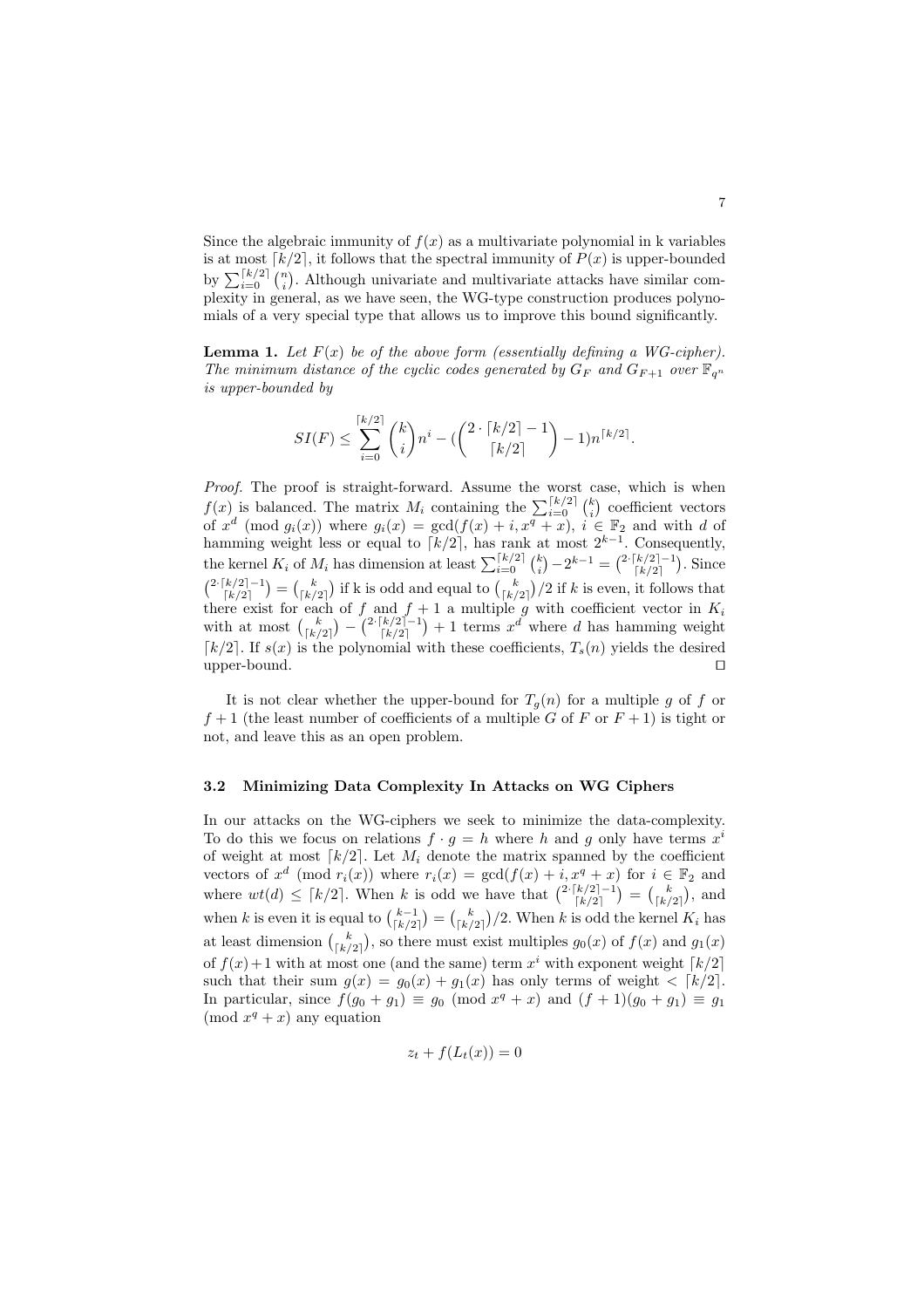Since the algebraic immunity of $f(x)$ as a multivariate polynomial in k variables is at most $\lceil k/2 \rceil$, it follows that the spectral immunity of $P(x)$ is upper-bounded by $\sum_{i=0}^{\lceil k/2 \rceil} \binom{n}{i}$. Although univariate and multivariate attacks have similar complexity in general, as we have seen, the WG-type construction produces polynomials of a very special type that allows us to improve this bound significantly.

**Lemma 1.** *Let $F(x)$ be of the above form (essentially defining a WG-cipher). The minimum distance of the cyclic codes generated by $G_F$ and $G_{F+1}$ over $\mathbb{F}_{q^n}$ is upper-bounded by*

$$SI(F) \leq \sum_{i=0}^{\lceil k/2 \rceil} \binom{k}{i} n^i - (\binom{2 \cdot \lceil k/2 \rceil - 1}{\lceil k/2 \rceil} - 1) n^{\lceil k/2 \rceil}.$$

*Proof.* The proof is straight-forward. Assume the worst case, which is when $f(x)$ is balanced. The matrix $M_i$ containing the $\sum_{i=0}^{\lceil k/2 \rceil} \binom{k}{i}$ coefficient vectors of $x^d \pmod{g_i(x)}$ where $g_i(x) = \gcd(f(x) + i, x^q + x)$, $i \in \mathbb{F}_2$ and with $d$ of hamming weight less or equal to $\lceil k/2 \rceil$, has rank at most $2^{k-1}$. Consequently, the kernel $K_i$ of $M_i$ has dimension at least $\sum_{i=0}^{\lceil k/2 \rceil} \binom{k}{i} - 2^{k-1} = \binom{2 \cdot \lceil k/2 \rceil - 1}{\lceil k/2 \rceil}$. Since $\binom{2 \cdot \lceil k/2 \rceil - 1}{\lceil k/2 \rceil} = \binom{k}{\lceil k/2 \rceil}$ if k is odd and equal to $\binom{k}{\lceil k/2 \rceil}/2$ if $k$ is even, it follows that there exist for each of $f$ and $f+1$ a multiple $g$ with coefficient vector in $K_i$ with at most $\binom{k}{\lceil k/2 \rceil} - \binom{2 \cdot \lceil k/2 \rceil - 1}{\lceil k/2 \rceil} + 1$ terms $x^d$ where $d$ has hamming weight $\lceil k/2 \rceil$. If $s(x)$ is the polynomial with these coefficients, $T_s(n)$ yields the desired upper-bound. $\square$

It is not clear whether the upper-bound for $T_g(n)$ for a multiple $g$ of $f$ or $f+1$ (the least number of coefficients of a multiple $G$ of $F$ or $F+1$) is tight or not, and leave this as an open problem.

### 3.2 Minimizing Data Complexity In Attacks on WG Ciphers

In our attacks on the WG-ciphers we seek to minimize the data-complexity. To do this we focus on relations $f \cdot g = h$ where $h$ and $g$ only have terms $x^i$ of weight at most $\lceil k/2 \rceil$. Let $M_i$ denote the matrix spanned by the coefficient vectors of $x^d \pmod{r_i(x)}$ where $r_i(x) = \gcd(f(x) + i, x^q + x)$ for $i \in \mathbb{F}_2$ and where $wt(d) \leq \lceil k/2 \rceil$. When $k$ is odd we have that $\binom{2 \cdot \lceil k/2 \rceil - 1}{\lceil k/2 \rceil} = \binom{k}{\lceil k/2 \rceil}$, and when $k$ is even it is equal to $\binom{k-1}{\lceil k/2 \rceil} = \binom{k}{\lceil k/2 \rceil}/2$. When $k$ is odd the kernel $K_i$ has at least dimension $\binom{k}{\lceil k/2 \rceil}$, so there must exist multiples $g_0(x)$ of $f(x)$ and $g_1(x)$ of $f(x)+1$ with at most one (and the same) term $x^i$ with exponent weight $\lceil k/2 \rceil$ such that their sum $g(x) = g_0(x) + g_1(x)$ has only terms of weight $< \lceil k/2 \rceil$. In particular, since $f(g_0 + g_1) \equiv g_0 \pmod{x^q + x}$ and $(f+1)(g_0 + g_1) \equiv g_1 \pmod{x^q + x}$ any equation

$$z_t + f(L_t(x)) = 0$$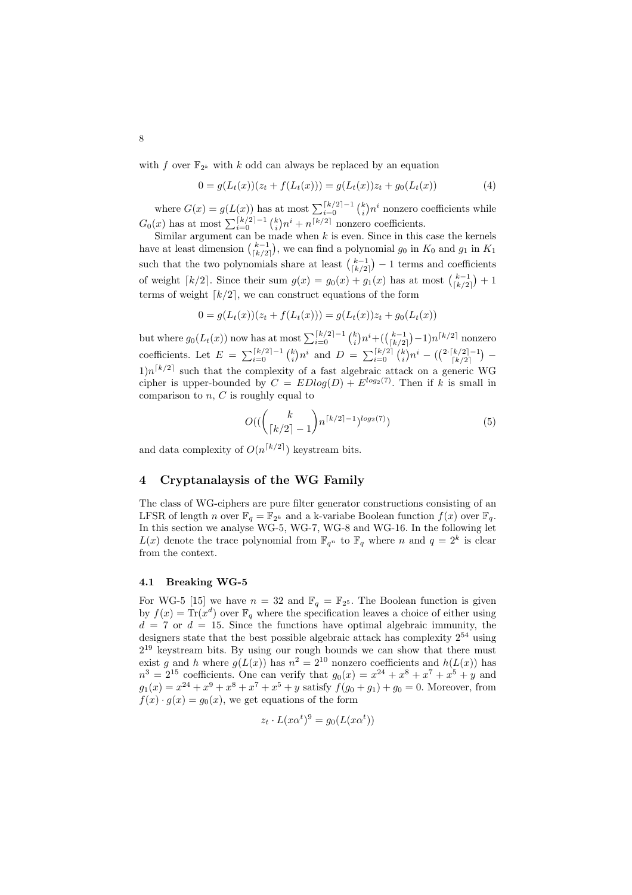with $f$ over $\mathbb{F}_{2^k}$ with $k$ odd can always be replaced by an equation

$$0 = g(L_t(x))(z_t + f(L_t(x))) = g(L_t(x))z_t + g_0(L_t(x)) \tag{4}$$

where $G(x) = g(L(x))$ has at most $\sum_{i=0}^{\lceil k/2 \rceil - 1} \binom{k}{i} n^i$ nonzero coefficients while $G_0(x)$ has at most $\sum_{i=0}^{\lceil k/2 \rceil - 1} \binom{k}{i} n^i + n^{\lceil k/2 \rceil}$ nonzero coefficients.

Similar argument can be made when $k$ is even. Since in this case the kernels have at least dimension $\binom{k-1}{\lceil k/2 \rceil}$, we can find a polynomial $g_0$ in $K_0$ and $g_1$ in $K_1$ such that the two polynomials share at least $\binom{k-1}{\lceil k/2 \rceil} - 1$ terms and coefficients of weight $\lceil k/2 \rceil$. Since their sum $g(x) = g_0(x) + g_1(x)$ has at most $\binom{k-1}{\lceil k/2 \rceil} + 1$ terms of weight $\lceil k/2 \rceil$, we can construct equations of the form

$$0 = g(L_t(x))(z_t + f(L_t(x))) = g(L_t(x))z_t + g_0(L_t(x))$$

but where $g_0(L_t(x))$ now has at most $\sum_{i=0}^{\lceil k/2 \rceil - 1} \binom{k}{i} n^i + (\binom{k-1}{\lceil k/2 \rceil} - 1) n^{\lceil k/2 \rceil}$ nonzero coefficients. Let $E = \sum_{i=0}^{\lceil k/2 \rceil - 1} \binom{k}{i} n^i$ and $D = \sum_{i=0}^{\lceil k/2 \rceil} \binom{k}{i} n^i - (\binom{2 \cdot \lceil k/2 \rceil - 1}{\lceil k/2 \rceil} - 1) n^{\lceil k/2 \rceil}$ such that the complexity of a fast algebraic attack on a generic WG cipher is upper-bounded by $C = EDlog(D) + E^{log_2(7)}$. Then if $k$ is small in comparison to $n$, $C$ is roughly equal to

$$O((\binom{k}{\lceil k/2 \rceil - 1} n^{\lceil k/2 \rceil - 1})^{log_2(7)}) \tag{5}$$

and data complexity of $O(n^{\lceil k/2 \rceil})$ keystream bits.

## 4 Cryptanalysis of the WG Family

The class of WG-ciphers are pure filter generator constructions consisting of an LFSR of length $n$ over $\mathbb{F}_q = \mathbb{F}_{2^k}$ and a k-variabe Boolean function $f(x)$ over $\mathbb{F}_q$. In this section we analyse WG-5, WG-7, WG-8 and WG-16. In the following let $L(x)$ denote the trace polynomial from $\mathbb{F}_{q^n}$ to $\mathbb{F}_q$ where $n$ and $q = 2^k$ is clear from the context.

### 4.1 Breaking WG-5

For WG-5 [15] we have $n = 32$ and $\mathbb{F}_q = \mathbb{F}_{2^5}$. The Boolean function is given by $f(x) = \mathrm{Tr}(x^d)$ over $\mathbb{F}_q$ where the specification leaves a choice of either using $d = 7$ or $d = 15$. Since the functions have optimal algebraic immunity, the designers state that the best possible algebraic attack has complexity $2^{54}$ using $2^{19}$ keystream bits. By using our rough bounds we can show that there must exist $g$ and $h$ where $g(L(x))$ has $n^2 = 2^{10}$ nonzero coefficients and $h(L(x))$ has $n^3 = 2^{15}$ coefficients. One can verify that $g_0(x) = x^{24} + x^8 + x^7 + x^5 + y$ and $g_1(x) = x^{24} + x^9 + x^8 + x^7 + x^5 + y$ satisfy $f(g_0 + g_1) + g_0 = 0$. Moreover, from $f(x) \cdot g(x) = g_0(x)$, we get equations of the form

$$z_t \cdot L(x\alpha^t)^9 = g_0(L(x\alpha^t))$$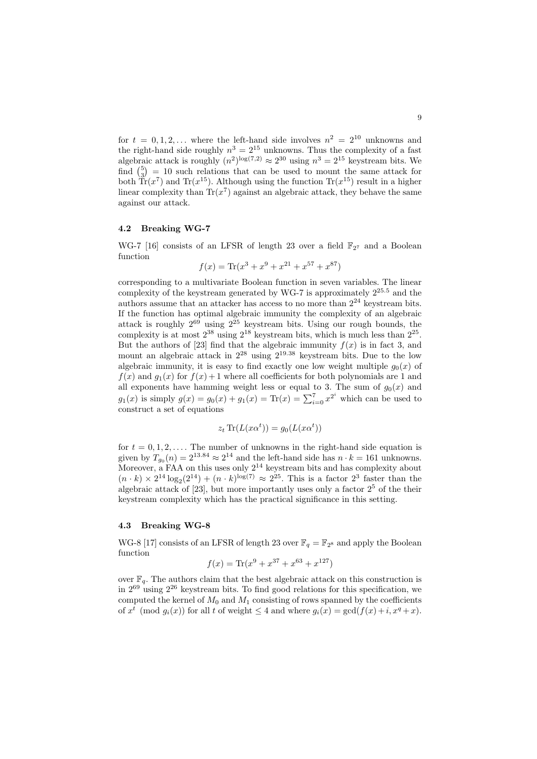for $t = 0, 1, 2, \ldots$ where the left-hand side involves $n^2 = 2^{10}$ unknowns and the right-hand side roughly $n^3 = 2^{15}$ unknowns. Thus the complexity of a fast algebraic attack is roughly $(n^2)^{\log(7.2)} \approx 2^{30}$ using $n^3 = 2^{15}$ keystream bits. We find $\binom{5}{3} = 10$ such relations that can be used to mount the same attack for both $\mathrm{Tr}(x^7)$ and $\mathrm{Tr}(x^{15})$. Although using the function $\mathrm{Tr}(x^{15})$ result in a higher linear complexity than $\mathrm{Tr}(x^7)$ against an algebraic attack, they behave the same against our attack.

### 4.2 Breaking WG-7

WG-7 [16] consists of an LFSR of length 23 over a field $\mathbb{F}_{2^7}$ and a Boolean function

$$f(x) = \mathrm{Tr}(x^3 + x^9 + x^{21} + x^{57} + x^{87})$$

corresponding to a multivariate Boolean function in seven variables. The linear complexity of the keystream generated by WG-7 is approximately $2^{25.5}$ and the authors assume that an attacker has access to no more than $2^{24}$ keystream bits. If the function has optimal algebraic immunity the complexity of an algebraic attack is roughly $2^{69}$ using $2^{25}$ keystream bits. Using our rough bounds, the complexity is at most $2^{38}$ using $2^{18}$ keystream bits, which is much less than $2^{25}$. But the authors of [23] find that the algebraic immunity $f(x)$ is in fact 3, and mount an algebraic attack in $2^{28}$ using $2^{19.38}$ keystream bits. Due to the low algebraic immunity, it is easy to find exactly one low weight multiple $g_0(x)$ of $f(x)$ and $g_1(x)$ for $f(x)+1$ where all coefficients for both polynomials are 1 and all exponents have hamming weight less or equal to 3. The sum of $g_0(x)$ and $g_1(x)$ is simply $g(x) = g_0(x) + g_1(x) = \mathrm{Tr}(x) = \sum_{i=0}^{7} x^{2^i}$ which can be used to construct a set of equations

$$z_t \,\mathrm{Tr}(L(x\alpha^t)) = g_0(L(x\alpha^t))$$

for $t = 0, 1, 2, \ldots$. The number of unknowns in the right-hand side equation is given by $T_{g_0}(n) = 2^{13.84} \approx 2^{14}$ and the left-hand side has $n \cdot k = 161$ unknowns. Moreover, a FAA on this uses only $2^{14}$ keystream bits and has complexity about $(n \cdot k) \times 2^{14} \log_2(2^{14}) + (n \cdot k)^{\log(7)} \approx 2^{25}$. This is a factor $2^3$ faster than the algebraic attack of [23], but more importantly uses only a factor $2^5$ of the their keystream complexity which has the practical significance in this setting.

### 4.3 Breaking WG-8

WG-8 [17] consists of an LFSR of length 23 over $\mathbb{F}_q = \mathbb{F}_{2^8}$ and apply the Boolean function

$$f(x) = \mathrm{Tr}(x^9 + x^{37} + x^{63} + x^{127})$$

over $\mathbb{F}_q$. The authors claim that the best algebraic attack on this construction is in $2^{69}$ using $2^{26}$ keystream bits. To find good relations for this specification, we computed the kernel of $M_0$ and $M_1$ consisting of rows spanned by the coefficients of $x^t \pmod{g_i(x)}$ for all $t$ of weight $\leq 4$ and where $g_i(x) = \gcd(f(x)+i, x^q + x)$.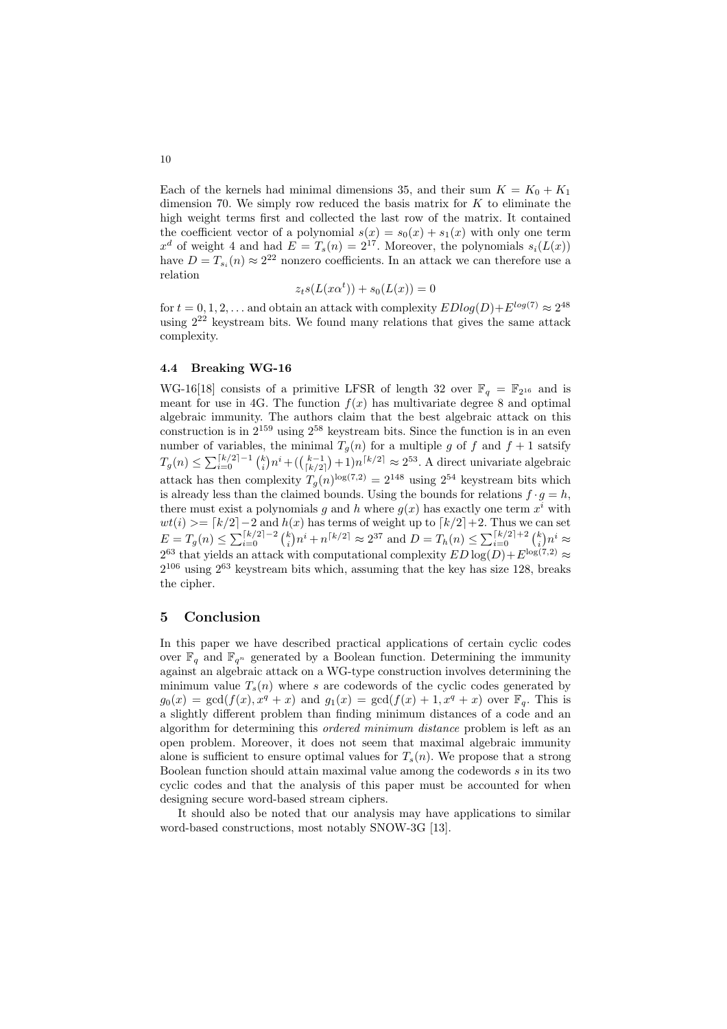Each of the kernels had minimal dimensions 35, and their sum $K = K_0 + K_1$ dimension 70. We simply row reduced the basis matrix for $K$ to eliminate the high weight terms first and collected the last row of the matrix. It contained the coefficient vector of a polynomial $s(x) = s_0(x) + s_1(x)$ with only one term $x^d$ of weight 4 and had $E = T_s(n) = 2^{17}$. Moreover, the polynomials $s_i(L(x))$ have $D = T_{s_i}(n) \approx 2^{22}$ nonzero coefficients. In an attack we can therefore use a relation

$$z_t s(L(x\alpha^t)) + s_0(L(x)) = 0$$

for $t = 0, 1, 2, \ldots$ and obtain an attack with complexity $EDlog(D) + E^{log(7)} \approx 2^{48}$ using $2^{22}$ keystream bits. We found many relations that gives the same attack complexity.

### 4.4 Breaking WG-16

WG-16[18] consists of a primitive LFSR of length 32 over $\mathbb{F}_q = \mathbb{F}_{2^{16}}$ and is meant for use in 4G. The function $f(x)$ has multivariate degree 8 and optimal algebraic immunity. The authors claim that the best algebraic attack on this construction is in $2^{159}$ using $2^{58}$ keystream bits. Since the function is in an even number of variables, the minimal $T_g(n)$ for a multiple $g$ of $f$ and $f+1$ satsify $T_g(n) \leq \sum_{i=0}^{\lceil k/2 \rceil - 1} \binom{k}{i} n^i + (\binom{k-1}{\lceil k/2 \rceil} + 1) n^{\lceil k/2 \rceil} \approx 2^{53}$. A direct univariate algebraic attack has then complexity $T_g(n)^{\log(7,2)} = 2^{148}$ using $2^{54}$ keystream bits which is already less than the claimed bounds. Using the bounds for relations $f \cdot g = h$, there must exist a polynomials $g$ and $h$ where $g(x)$ has exactly one term $x^i$ with $wt(i) >= \lceil k/2 \rceil - 2$ and $h(x)$ has terms of weight up to $\lceil k/2 \rceil + 2$. Thus we can set $E = T_g(n) \leq \sum_{i=0}^{\lceil k/2 \rceil - 2} \binom{k}{i} n^i + n^{\lceil k/2 \rceil} \approx 2^{37}$ and $D = T_h(n) \leq \sum_{i=0}^{\lceil k/2 \rceil + 2} \binom{k}{i} n^i \approx 2^{63}$ that yields an attack with computational complexity $ED\log(D) + E^{\log(7,2)} \approx 2^{106}$ using $2^{63}$ keystream bits which, assuming that the key has size 128, breaks the cipher.

## 5 Conclusion

In this paper we have described practical applications of certain cyclic codes over $\mathbb{F}_q$ and $\mathbb{F}_{q^n}$ generated by a Boolean function. Determining the immunity against an algebraic attack on a WG-type construction involves determining the minimum value $T_s(n)$ where $s$ are codewords of the cyclic codes generated by $g_0(x) = \gcd(f(x), x^q + x)$ and $g_1(x) = \gcd(f(x) + 1, x^q + x)$ over $\mathbb{F}_q$. This is a slightly different problem than finding minimum distances of a code and an algorithm for determining this *ordered minimum distance* problem is left as an open problem. Moreover, it does not seem that maximal algebraic immunity alone is sufficient to ensure optimal values for $T_s(n)$. We propose that a strong Boolean function should attain maximal value among the codewords $s$ in its two cyclic codes and that the analysis of this paper must be accounted for when designing secure word-based stream ciphers.

It should also be noted that our analysis may have applications to similar word-based constructions, most notably SNOW-3G [13].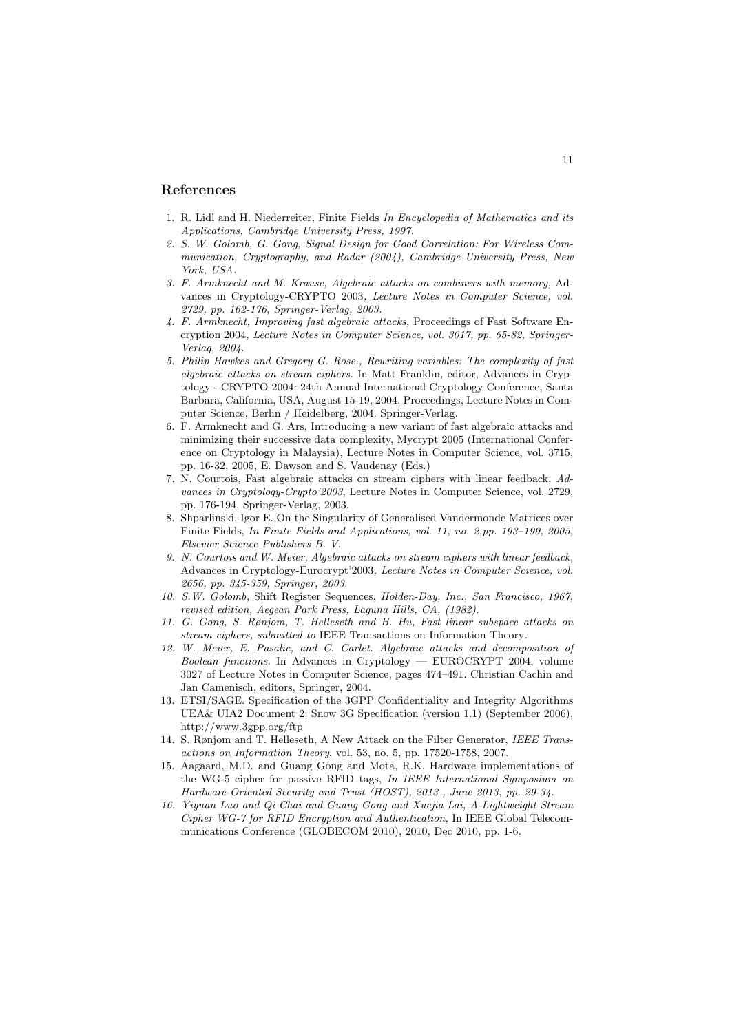## References

1. R. Lidl and H. Niederreiter, Finite Fields *In Encyclopedia of Mathematics and its Applications, Cambridge University Press, 1997.*
2. *S. W. Golomb, G. Gong, Signal Design for Good Correlation: For Wireless Communication, Cryptography, and Radar (2004), Cambridge University Press, New York, USA.*
3. *F. Armknecht and M. Krause, Algebraic attacks on combiners with memory,* Advances in Cryptology-CRYPTO 2003*, Lecture Notes in Computer Science, vol. 2729, pp. 162-176, Springer-Verlag, 2003.*
4. *F. Armknecht, Improving fast algebraic attacks,* Proceedings of Fast Software Encryption 2004*, Lecture Notes in Computer Science, vol. 3017, pp. 65-82, Springer-Verlag, 2004.*
5. *Philip Hawkes and Gregory G. Rose., Rewriting variables: The complexity of fast algebraic attacks on stream ciphers.* In Matt Franklin, editor, Advances in Cryptology - CRYPTO 2004: 24th Annual International Cryptology Conference, Santa Barbara, California, USA, August 15-19, 2004. Proceedings, Lecture Notes in Computer Science, Berlin / Heidelberg, 2004. Springer-Verlag.
6. F. Armknecht and G. Ars, Introducing a new variant of fast algebraic attacks and minimizing their successive data complexity, Mycrypt 2005 (International Conference on Cryptology in Malaysia), Lecture Notes in Computer Science, vol. 3715, pp. 16-32, 2005, E. Dawson and S. Vaudenay (Eds.)
7. N. Courtois, Fast algebraic attacks on stream ciphers with linear feedback, *Advances in Cryptology-Crypto'2003*, Lecture Notes in Computer Science, vol. 2729, pp. 176-194, Springer-Verlag, 2003.
8. Shparlinski, Igor E.,On the Singularity of Generalised Vandermonde Matrices over Finite Fields, *In Finite Fields and Applications, vol. 11, no. 2,pp. 193–199, 2005, Elsevier Science Publishers B. V.*
9. *N. Courtois and W. Meier, Algebraic attacks on stream ciphers with linear feedback,* Advances in Cryptology-Eurocrypt'2003*, Lecture Notes in Computer Science, vol. 2656, pp. 345-359, Springer, 2003.*
10. *S.W. Golomb,* Shift Register Sequences*, Holden-Day, Inc., San Francisco, 1967, revised edition, Aegean Park Press, Laguna Hills, CA, (1982).*
11. *G. Gong, S. Rønjom, T. Helleseth and H. Hu, Fast linear subspace attacks on stream ciphers, submitted to* IEEE Transactions on Information Theory.
12. *W. Meier, E. Pasalic, and C. Carlet. Algebraic attacks and decomposition of Boolean functions.* In Advances in Cryptology — EUROCRYPT 2004, volume 3027 of Lecture Notes in Computer Science, pages 474–491. Christian Cachin and Jan Camenisch, editors, Springer, 2004.
13. ETSI/SAGE. Specification of the 3GPP Confidentiality and Integrity Algorithms UEA& UIA2 Document 2: Snow 3G Specification (version 1.1) (September 2006), http://www.3gpp.org/ftp
14. S. Rønjom and T. Helleseth, A New Attack on the Filter Generator, *IEEE Transactions on Information Theory*, vol. 53, no. 5, pp. 17520-1758, 2007.
15. Aagaard, M.D. and Guang Gong and Mota, R.K. Hardware implementations of the WG-5 cipher for passive RFID tags, *In IEEE International Symposium on Hardware-Oriented Security and Trust (HOST), 2013 , June 2013, pp. 29-34.*
16. *Yiyuan Luo and Qi Chai and Guang Gong and Xuejia Lai, A Lightweight Stream Cipher WG-7 for RFID Encryption and Authentication,* In IEEE Global Telecommunications Conference (GLOBECOM 2010), 2010, Dec 2010, pp. 1-6.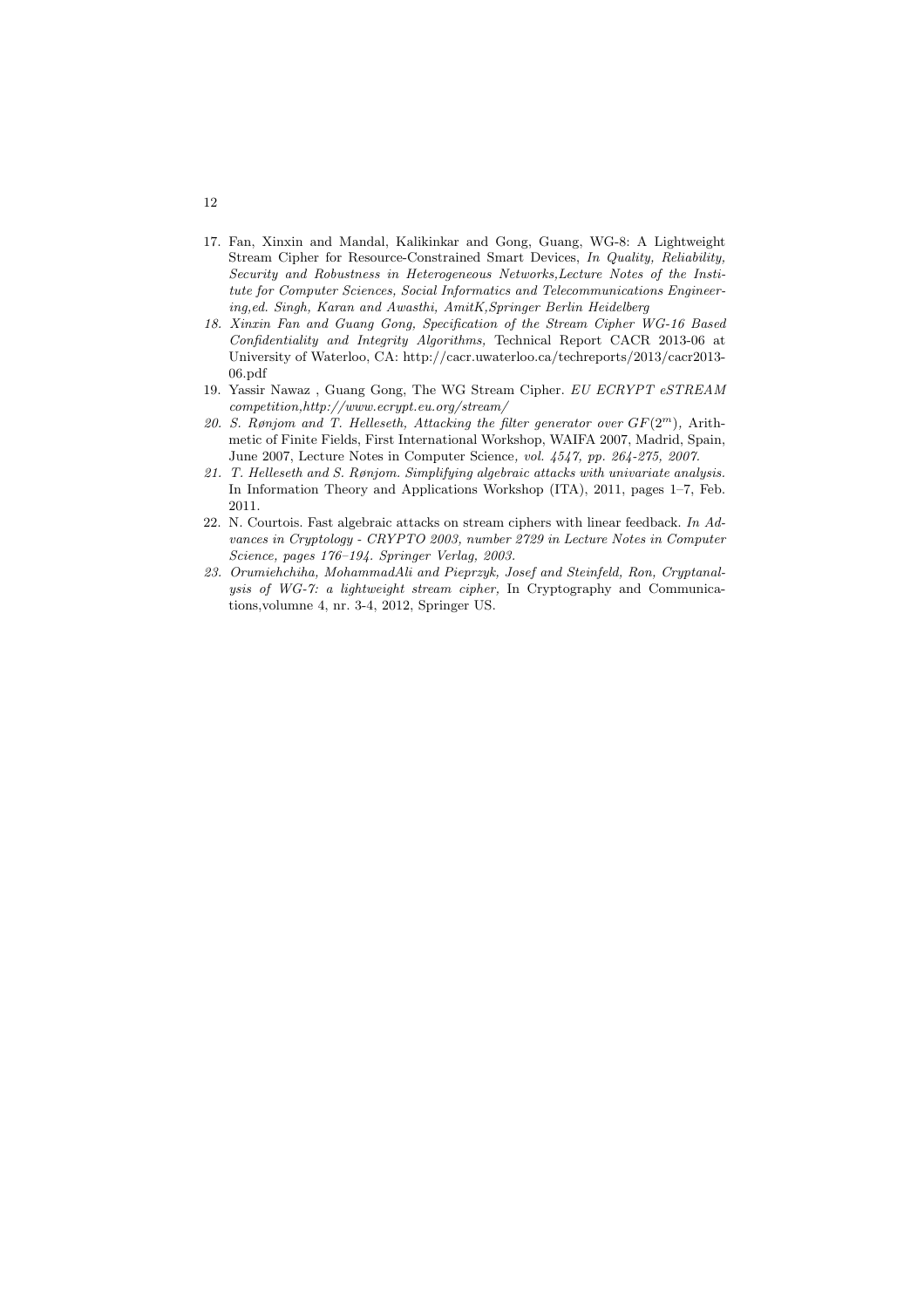17. Fan, Xinxin and Mandal, Kalikinkar and Gong, Guang, WG-8: A Lightweight Stream Cipher for Resource-Constrained Smart Devices, *In Quality, Reliability, Security and Robustness in Heterogeneous Networks,Lecture Notes of the Institute for Computer Sciences, Social Informatics and Telecommunications Engineering,ed. Singh, Karan and Awasthi, AmitK,Springer Berlin Heidelberg*
18. *Xinxin Fan and Guang Gong, Specification of the Stream Cipher WG-16 Based Confidentiality and Integrity Algorithms,* Technical Report CACR 2013-06 at University of Waterloo, CA: http://cacr.uwaterloo.ca/techreports/2013/cacr2013-06.pdf
19. Yassir Nawaz , Guang Gong, The WG Stream Cipher. *EU ECRYPT eSTREAM competition,http://www.ecrypt.eu.org/stream/*
20. *S. Rønjom and T. Helleseth, Attacking the filter generator over $GF(2^m)$,* Arithmetic of Finite Fields, First International Workshop, WAIFA 2007, Madrid, Spain, June 2007, Lecture Notes in Computer Science*, vol. 4547, pp. 264-275, 2007.*
21. *T. Helleseth and S. Rønjom. Simplifying algebraic attacks with univariate analysis.* In Information Theory and Applications Workshop (ITA), 2011, pages 1–7, Feb. 2011.
22. N. Courtois. Fast algebraic attacks on stream ciphers with linear feedback. *In Advances in Cryptology - CRYPTO 2003, number 2729 in Lecture Notes in Computer Science, pages 176–194. Springer Verlag, 2003.*
23. *Orumiehchiha, MohammadAli and Pieprzyk, Josef and Steinfeld, Ron, Cryptanalysis of WG-7: a lightweight stream cipher,* In Cryptography and Communications,volumne 4, nr. 3-4, 2012, Springer US.